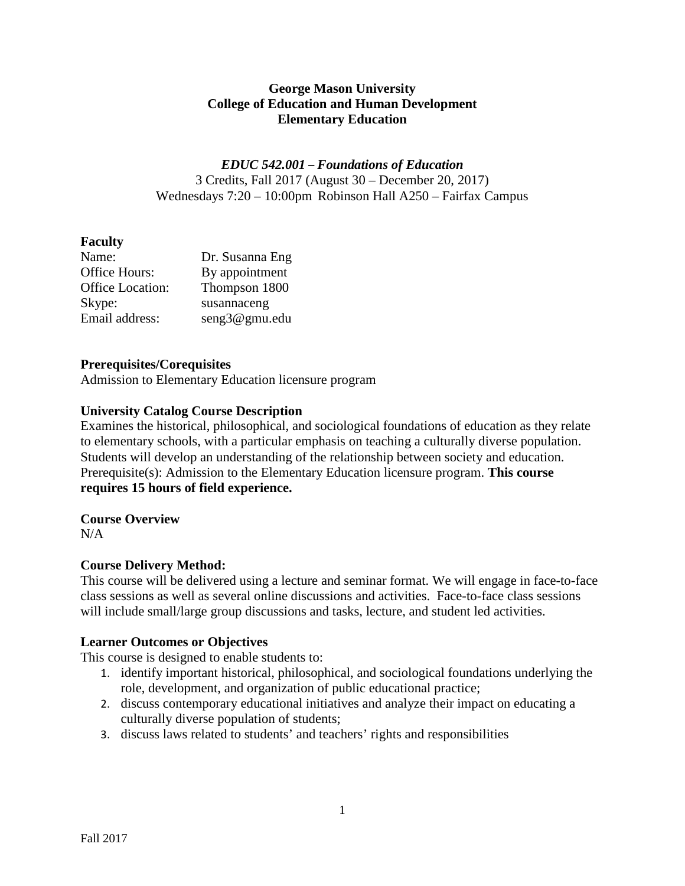**George Mason University**
**College of Education and Human Development**
**Elementary Education**

***EDUC 542.001 – Foundations of Education***
3 Credits, Fall 2017 (August 30 – December 20, 2017)
Wednesdays 7:20 – 10:00pm Robinson Hall A250 – Fairfax Campus

**Faculty**

Name: Dr. Susanna Eng
Office Hours: By appointment
Office Location: Thompson 1800
Skype: susannaceng
Email address: seng3@gmu.edu

**Prerequisites/Corequisites**
Admission to Elementary Education licensure program

**University Catalog Course Description**
Examines the historical, philosophical, and sociological foundations of education as they relate to elementary schools, with a particular emphasis on teaching a culturally diverse population. Students will develop an understanding of the relationship between society and education. Prerequisite(s): Admission to the Elementary Education licensure program. **This course requires 15 hours of field experience.**

**Course Overview**
N/A

**Course Delivery Method:**
This course will be delivered using a lecture and seminar format. We will engage in face-to-face class sessions as well as several online discussions and activities. Face-to-face class sessions will include small/large group discussions and tasks, lecture, and student led activities.

**Learner Outcomes or Objectives**
This course is designed to enable students to:

1. identify important historical, philosophical, and sociological foundations underlying the role, development, and organization of public educational practice;
2. discuss contemporary educational initiatives and analyze their impact on educating a culturally diverse population of students;
3. discuss laws related to students' and teachers' rights and responsibilities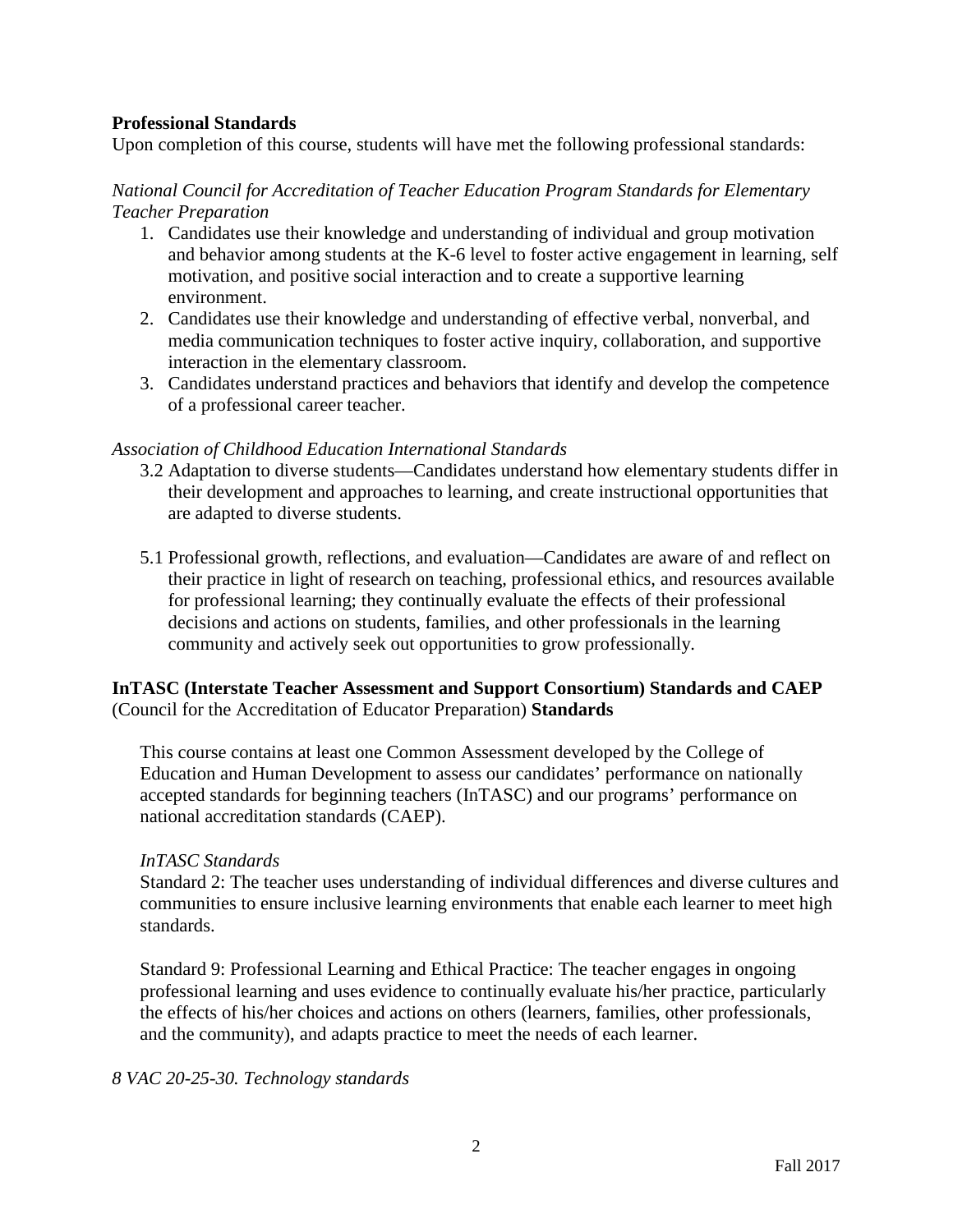**Professional Standards**

Upon completion of this course, students will have met the following professional standards:

*National Council for Accreditation of Teacher Education Program Standards for Elementary Teacher Preparation*

1. Candidates use their knowledge and understanding of individual and group motivation and behavior among students at the K-6 level to foster active engagement in learning, self motivation, and positive social interaction and to create a supportive learning environment.
2. Candidates use their knowledge and understanding of effective verbal, nonverbal, and media communication techniques to foster active inquiry, collaboration, and supportive interaction in the elementary classroom.
3. Candidates understand practices and behaviors that identify and develop the competence of a professional career teacher.

*Association of Childhood Education International Standards*

3.2 Adaptation to diverse students—Candidates understand how elementary students differ in their development and approaches to learning, and create instructional opportunities that are adapted to diverse students.

5.1 Professional growth, reflections, and evaluation—Candidates are aware of and reflect on their practice in light of research on teaching, professional ethics, and resources available for professional learning; they continually evaluate the effects of their professional decisions and actions on students, families, and other professionals in the learning community and actively seek out opportunities to grow professionally.

**InTASC (Interstate Teacher Assessment and Support Consortium) Standards and CAEP** (Council for the Accreditation of Educator Preparation) **Standards**

This course contains at least one Common Assessment developed by the College of Education and Human Development to assess our candidates' performance on nationally accepted standards for beginning teachers (InTASC) and our programs' performance on national accreditation standards (CAEP).

*InTASC Standards*

Standard 2: The teacher uses understanding of individual differences and diverse cultures and communities to ensure inclusive learning environments that enable each learner to meet high standards.

Standard 9: Professional Learning and Ethical Practice: The teacher engages in ongoing professional learning and uses evidence to continually evaluate his/her practice, particularly the effects of his/her choices and actions on others (learners, families, other professionals, and the community), and adapts practice to meet the needs of each learner.

*8 VAC 20-25-30. Technology standards*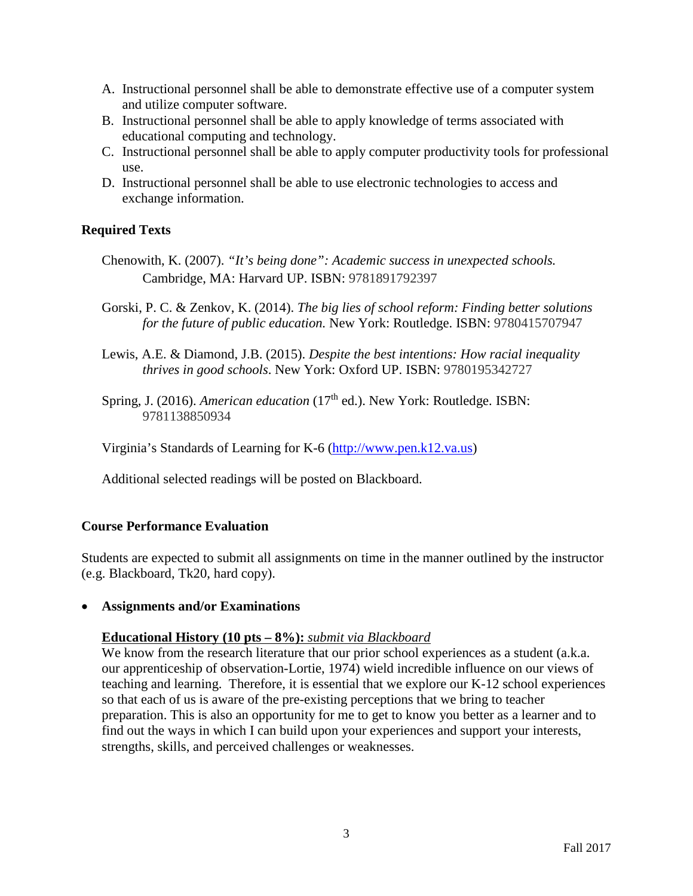A. Instructional personnel shall be able to demonstrate effective use of a computer system and utilize computer software.
B. Instructional personnel shall be able to apply knowledge of terms associated with educational computing and technology.
C. Instructional personnel shall be able to apply computer productivity tools for professional use.
D. Instructional personnel shall be able to use electronic technologies to access and exchange information.

### Required Texts

Chenowith, K. (2007). *"It's being done": Academic success in unexpected schools.* Cambridge, MA: Harvard UP. ISBN: 9781891792397

Gorski, P. C. & Zenkov, K. (2014). *The big lies of school reform: Finding better solutions for the future of public education.* New York: Routledge. ISBN: 9780415707947

Lewis, A.E. & Diamond, J.B. (2015). *Despite the best intentions: How racial inequality thrives in good schools*. New York: Oxford UP. ISBN: 9780195342727

Spring, J. (2016). *American education* (17th ed.). New York: Routledge. ISBN: 9781138850934

Virginia's Standards of Learning for K-6 ([http://www.pen.k12.va.us](http://www.pen.k12.va.us))

Additional selected readings will be posted on Blackboard.

### Course Performance Evaluation

Students are expected to submit all assignments on time in the manner outlined by the instructor (e.g. Blackboard, Tk20, hard copy).

- **Assignments and/or Examinations**

**Educational History (10 pts – 8%):** *submit via Blackboard*
We know from the research literature that our prior school experiences as a student (a.k.a. our apprenticeship of observation-Lortie, 1974) wield incredible influence on our views of teaching and learning. Therefore, it is essential that we explore our K-12 school experiences so that each of us is aware of the pre-existing perceptions that we bring to teacher preparation. This is also an opportunity for me to get to know you better as a learner and to find out the ways in which I can build upon your experiences and support your interests, strengths, skills, and perceived challenges or weaknesses.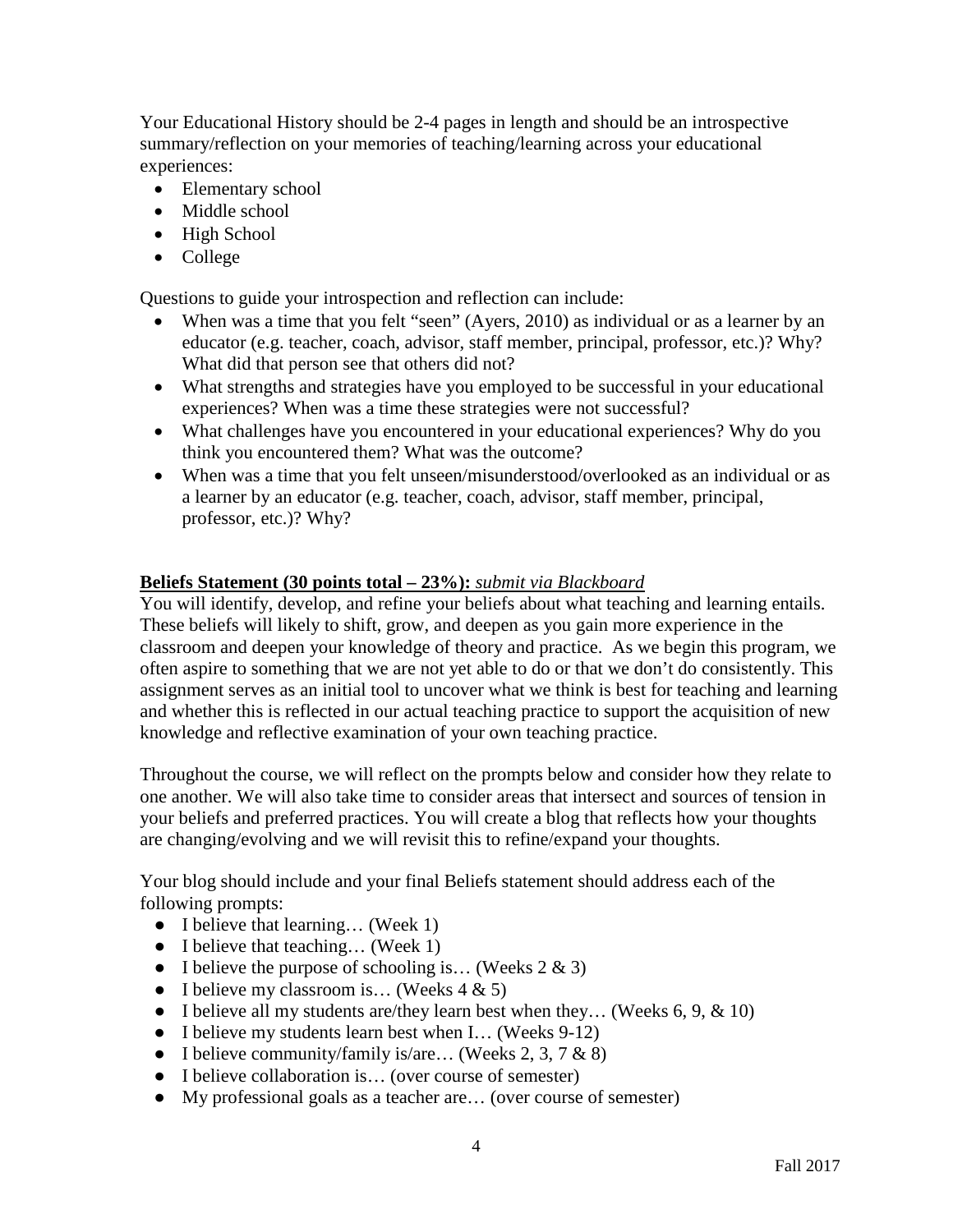Your Educational History should be 2-4 pages in length and should be an introspective summary/reflection on your memories of teaching/learning across your educational experiences:

- Elementary school
- Middle school
- High School
- College

Questions to guide your introspection and reflection can include:

- When was a time that you felt "seen" (Ayers, 2010) as individual or as a learner by an educator (e.g. teacher, coach, advisor, staff member, principal, professor, etc.)? Why? What did that person see that others did not?
- What strengths and strategies have you employed to be successful in your educational experiences? When was a time these strategies were not successful?
- What challenges have you encountered in your educational experiences? Why do you think you encountered them? What was the outcome?
- When was a time that you felt unseen/misunderstood/overlooked as an individual or as a learner by an educator (e.g. teacher, coach, advisor, staff member, principal, professor, etc.)? Why?

**Beliefs Statement (30 points total – 23%):** *submit via Blackboard*

You will identify, develop, and refine your beliefs about what teaching and learning entails. These beliefs will likely to shift, grow, and deepen as you gain more experience in the classroom and deepen your knowledge of theory and practice. As we begin this program, we often aspire to something that we are not yet able to do or that we don't do consistently. This assignment serves as an initial tool to uncover what we think is best for teaching and learning and whether this is reflected in our actual teaching practice to support the acquisition of new knowledge and reflective examination of your own teaching practice.

Throughout the course, we will reflect on the prompts below and consider how they relate to one another. We will also take time to consider areas that intersect and sources of tension in your beliefs and preferred practices. You will create a blog that reflects how your thoughts are changing/evolving and we will revisit this to refine/expand your thoughts.

Your blog should include and your final Beliefs statement should address each of the following prompts:

- I believe that learning… (Week 1)
- I believe that teaching… (Week 1)
- I believe the purpose of schooling is… (Weeks 2 & 3)
- I believe my classroom is… (Weeks 4 & 5)
- I believe all my students are/they learn best when they… (Weeks 6, 9, & 10)
- I believe my students learn best when I… (Weeks 9-12)
- I believe community/family is/are… (Weeks 2, 3, 7 & 8)
- I believe collaboration is… (over course of semester)
- My professional goals as a teacher are… (over course of semester)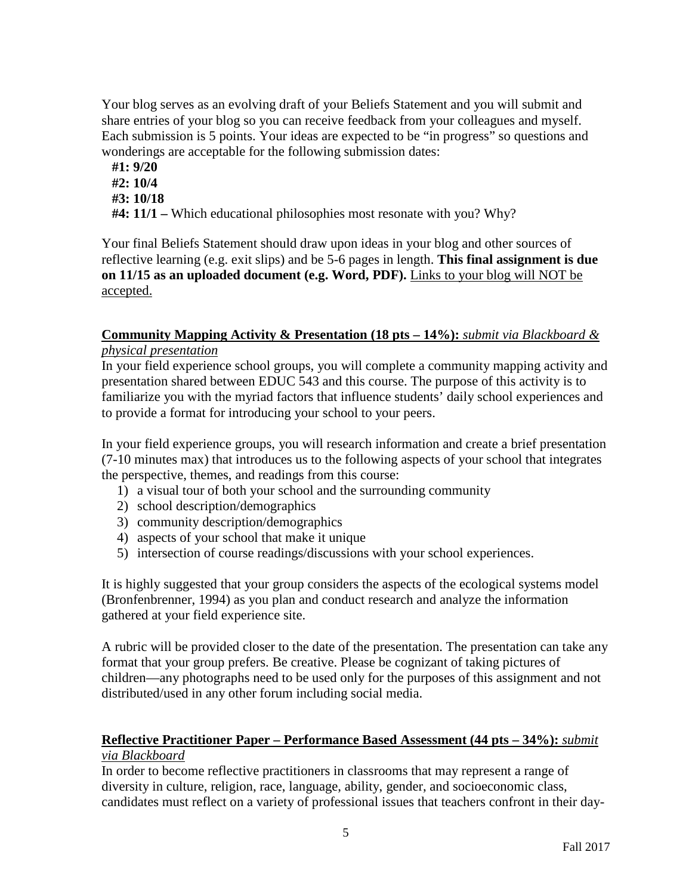Your blog serves as an evolving draft of your Beliefs Statement and you will submit and share entries of your blog so you can receive feedback from your colleagues and myself. Each submission is 5 points. Your ideas are expected to be "in progress" so questions and wonderings are acceptable for the following submission dates:

**#1: 9/20**
**#2: 10/4**
**#3: 10/18**
**#4: 11/1 –** Which educational philosophies most resonate with you? Why?

Your final Beliefs Statement should draw upon ideas in your blog and other sources of reflective learning (e.g. exit slips) and be 5-6 pages in length. **This final assignment is due on 11/15 as an uploaded document (e.g. Word, PDF).** <u>Links to your blog will NOT be accepted.</u>

<u>**Community Mapping Activity & Presentation (18 pts – 14%):**</u> <u>*submit via Blackboard & physical presentation*</u>

In your field experience school groups, you will complete a community mapping activity and presentation shared between EDUC 543 and this course. The purpose of this activity is to familiarize you with the myriad factors that influence students' daily school experiences and to provide a format for introducing your school to your peers.

In your field experience groups, you will research information and create a brief presentation (7-10 minutes max) that introduces us to the following aspects of your school that integrates the perspective, themes, and readings from this course:

1) a visual tour of both your school and the surrounding community
2) school description/demographics
3) community description/demographics
4) aspects of your school that make it unique
5) intersection of course readings/discussions with your school experiences.

It is highly suggested that your group considers the aspects of the ecological systems model (Bronfenbrenner, 1994) as you plan and conduct research and analyze the information gathered at your field experience site.

A rubric will be provided closer to the date of the presentation. The presentation can take any format that your group prefers. Be creative. Please be cognizant of taking pictures of children—any photographs need to be used only for the purposes of this assignment and not distributed/used in any other forum including social media.

<u>**Reflective Practitioner Paper – Performance Based Assessment (44 pts – 34%):**</u> <u>*submit via Blackboard*</u>

In order to become reflective practitioners in classrooms that may represent a range of diversity in culture, religion, race, language, ability, gender, and socioeconomic class, candidates must reflect on a variety of professional issues that teachers confront in their day-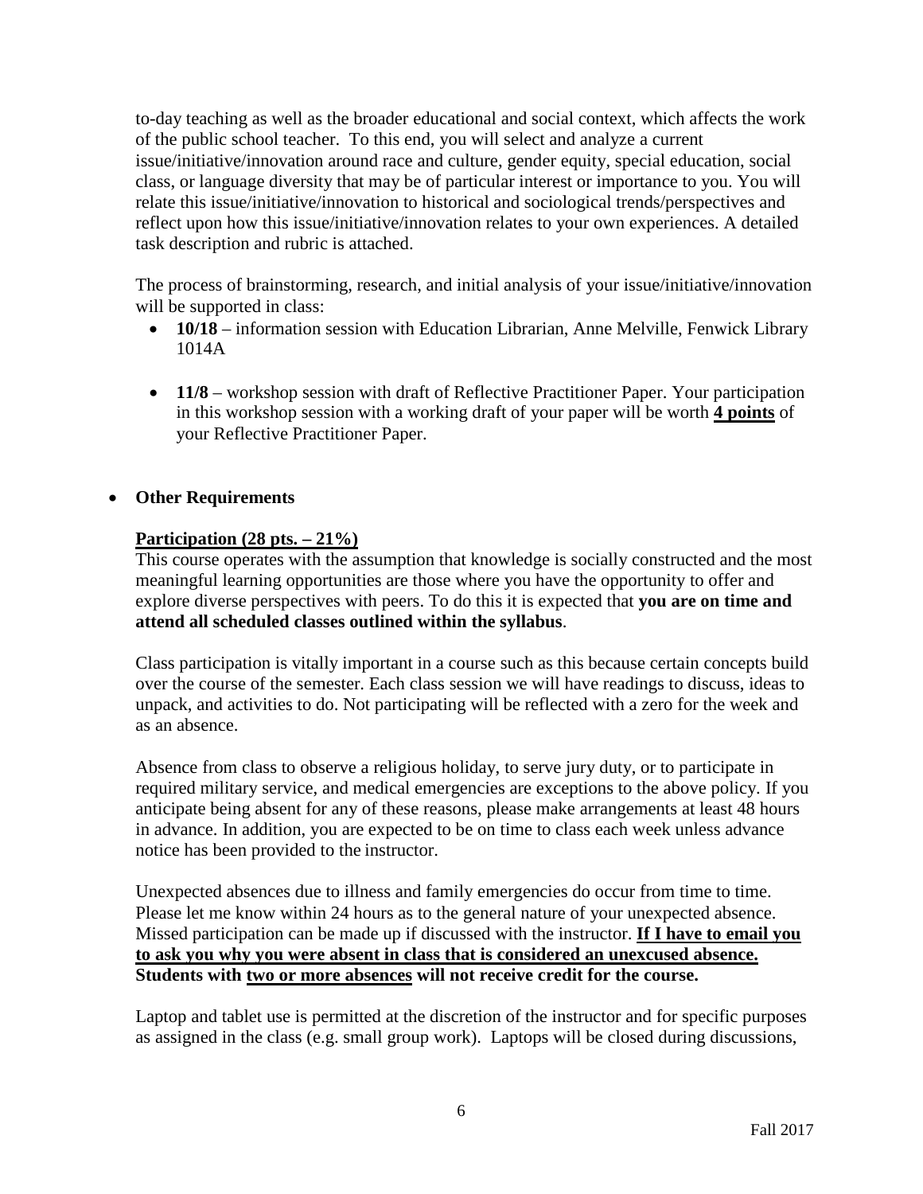to-day teaching as well as the broader educational and social context, which affects the work of the public school teacher. To this end, you will select and analyze a current issue/initiative/innovation around race and culture, gender equity, special education, social class, or language diversity that may be of particular interest or importance to you. You will relate this issue/initiative/innovation to historical and sociological trends/perspectives and reflect upon how this issue/initiative/innovation relates to your own experiences. A detailed task description and rubric is attached.

The process of brainstorming, research, and initial analysis of your issue/initiative/innovation will be supported in class:

- **10/18** – information session with Education Librarian, Anne Melville, Fenwick Library 1014A
- **11/8** – workshop session with draft of Reflective Practitioner Paper. Your participation in this workshop session with a working draft of your paper will be worth **4 points** of your Reflective Practitioner Paper.

- **Other Requirements**

**Participation (28 pts. – 21%)**

This course operates with the assumption that knowledge is socially constructed and the most meaningful learning opportunities are those where you have the opportunity to offer and explore diverse perspectives with peers. To do this it is expected that **you are on time and attend all scheduled classes outlined within the syllabus**.

Class participation is vitally important in a course such as this because certain concepts build over the course of the semester. Each class session we will have readings to discuss, ideas to unpack, and activities to do. Not participating will be reflected with a zero for the week and as an absence.

Absence from class to observe a religious holiday, to serve jury duty, or to participate in required military service, and medical emergencies are exceptions to the above policy. If you anticipate being absent for any of these reasons, please make arrangements at least 48 hours in advance. In addition, you are expected to be on time to class each week unless advance notice has been provided to the instructor.

Unexpected absences due to illness and family emergencies do occur from time to time. Please let me know within 24 hours as to the general nature of your unexpected absence. Missed participation can be made up if discussed with the instructor. **If I have to email you to ask you why you were absent in class that is considered an unexcused absence. Students with two or more absences will not receive credit for the course.**

Laptop and tablet use is permitted at the discretion of the instructor and for specific purposes as assigned in the class (e.g. small group work). Laptops will be closed during discussions,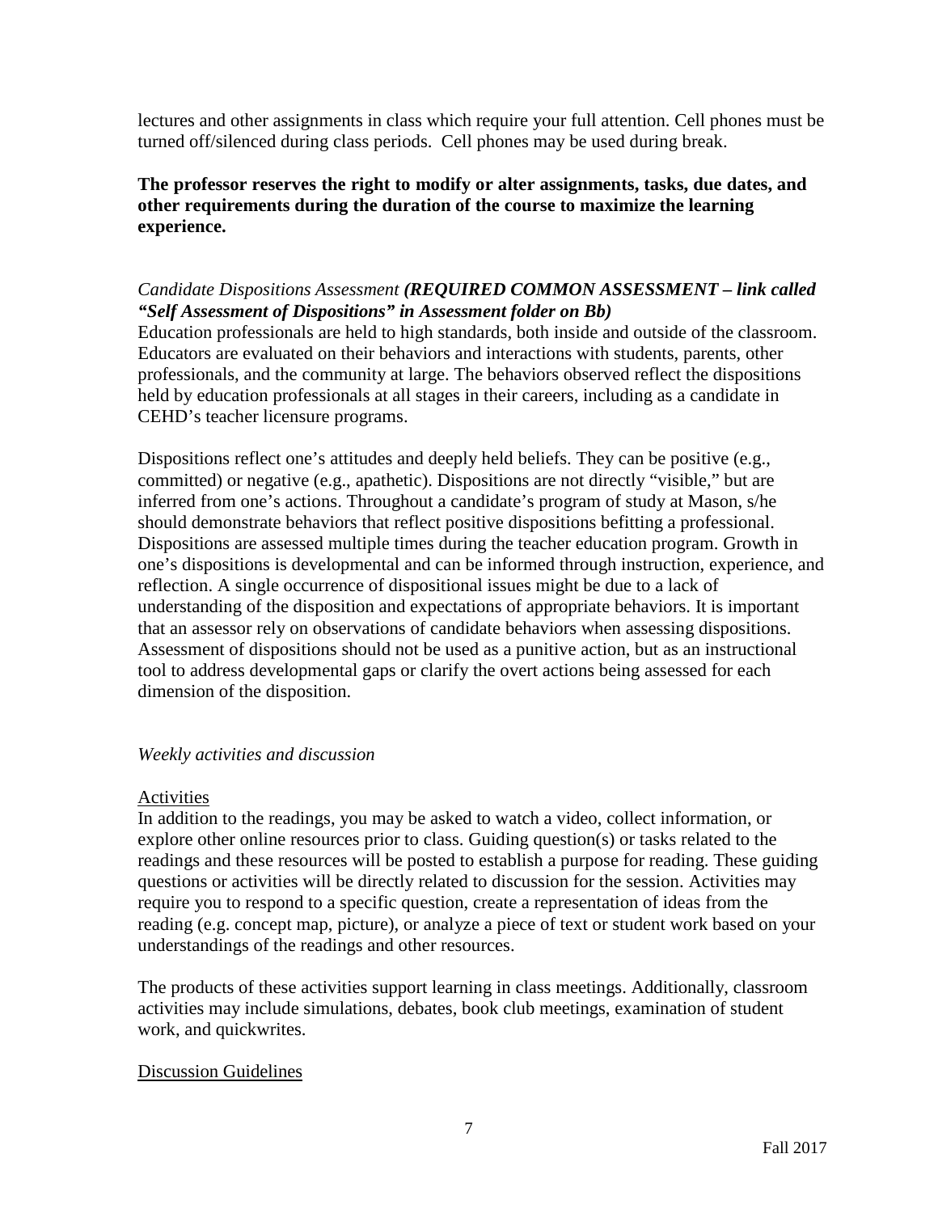lectures and other assignments in class which require your full attention. Cell phones must be turned off/silenced during class periods. Cell phones may be used during break.

**The professor reserves the right to modify or alter assignments, tasks, due dates, and other requirements during the duration of the course to maximize the learning experience.**

*Candidate Dispositions Assessment* ***(REQUIRED COMMON ASSESSMENT – link called "Self Assessment of Dispositions" in Assessment folder on Bb)***

Education professionals are held to high standards, both inside and outside of the classroom. Educators are evaluated on their behaviors and interactions with students, parents, other professionals, and the community at large. The behaviors observed reflect the dispositions held by education professionals at all stages in their careers, including as a candidate in CEHD's teacher licensure programs.

Dispositions reflect one's attitudes and deeply held beliefs. They can be positive (e.g., committed) or negative (e.g., apathetic). Dispositions are not directly "visible," but are inferred from one's actions. Throughout a candidate's program of study at Mason, s/he should demonstrate behaviors that reflect positive dispositions befitting a professional. Dispositions are assessed multiple times during the teacher education program. Growth in one's dispositions is developmental and can be informed through instruction, experience, and reflection. A single occurrence of dispositional issues might be due to a lack of understanding of the disposition and expectations of appropriate behaviors. It is important that an assessor rely on observations of candidate behaviors when assessing dispositions. Assessment of dispositions should not be used as a punitive action, but as an instructional tool to address developmental gaps or clarify the overt actions being assessed for each dimension of the disposition.

*Weekly activities and discussion*

<u>Activities</u>

In addition to the readings, you may be asked to watch a video, collect information, or explore other online resources prior to class. Guiding question(s) or tasks related to the readings and these resources will be posted to establish a purpose for reading. These guiding questions or activities will be directly related to discussion for the session. Activities may require you to respond to a specific question, create a representation of ideas from the reading (e.g. concept map, picture), or analyze a piece of text or student work based on your understandings of the readings and other resources.

The products of these activities support learning in class meetings. Additionally, classroom activities may include simulations, debates, book club meetings, examination of student work, and quickwrites.

<u>Discussion Guidelines</u>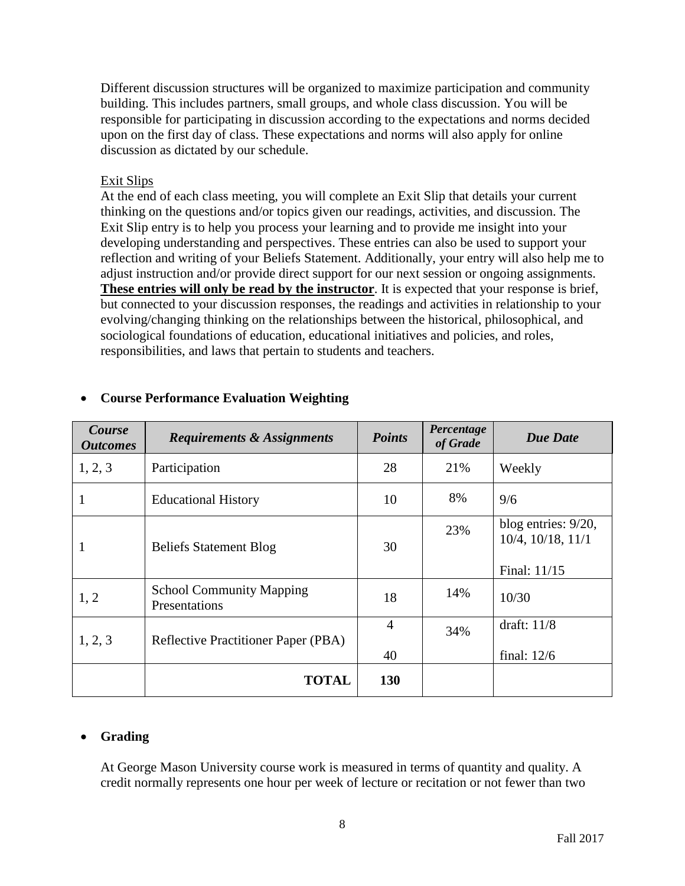Different discussion structures will be organized to maximize participation and community building. This includes partners, small groups, and whole class discussion. You will be responsible for participating in discussion according to the expectations and norms decided upon on the first day of class. These expectations and norms will also apply for online discussion as dictated by our schedule.

Exit Slips

At the end of each class meeting, you will complete an Exit Slip that details your current thinking on the questions and/or topics given our readings, activities, and discussion. The Exit Slip entry is to help you process your learning and to provide me insight into your developing understanding and perspectives. These entries can also be used to support your reflection and writing of your Beliefs Statement. Additionally, your entry will also help me to adjust instruction and/or provide direct support for our next session or ongoing assignments. **These entries will only be read by the instructor**. It is expected that your response is brief, but connected to your discussion responses, the readings and activities in relationship to your evolving/changing thinking on the relationships between the historical, philosophical, and sociological foundations of education, educational initiatives and policies, and roles, responsibilities, and laws that pertain to students and teachers.

- **Course Performance Evaluation Weighting**

| *Course Outcomes* | *Requirements & Assignments* | *Points* | *Percentage of Grade* | *Due Date* |
|---|---|---|---|---|
| 1, 2, 3 | Participation | 28 | 21% | Weekly |
| 1 | Educational History | 10 | 8% | 9/6 |
| 1 | Beliefs Statement Blog | 30 | 23% | blog entries: 9/20, 10/4, 10/18, 11/1<br><br>Final: 11/15 |
| 1, 2 | School Community Mapping Presentations | 18 | 14% | 10/30 |
| 1, 2, 3 | Reflective Practitioner Paper (PBA) | 4<br><br>40 | 34% | draft: 11/8<br><br>final: 12/6 |
| | **TOTAL** | **130** | | |

- **Grading**

At George Mason University course work is measured in terms of quantity and quality. A credit normally represents one hour per week of lecture or recitation or not fewer than two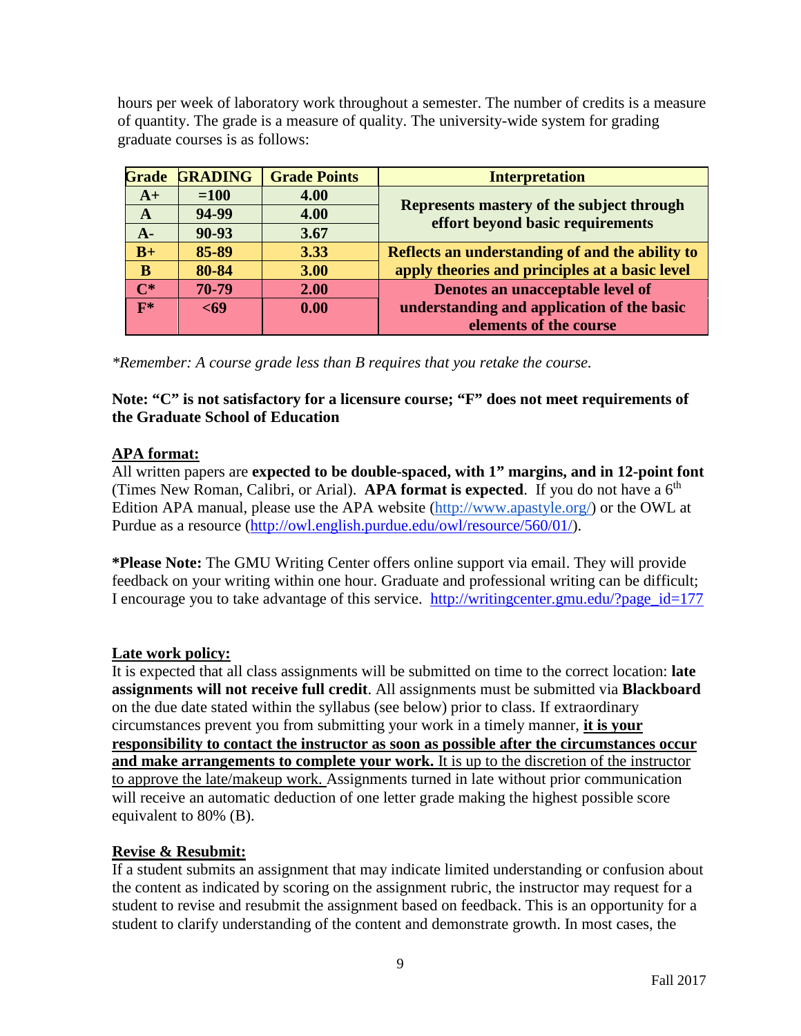hours per week of laboratory work throughout a semester. The number of credits is a measure of quantity. The grade is a measure of quality. The university-wide system for grading graduate courses is as follows:

| Grade | GRADING | Grade Points | Interpretation |
|---|---|---|---|
| A+ | =100 | 4.00 | Represents mastery of the subject through effort beyond basic requirements |
| A | 94-99 | 4.00 | |
| A- | 90-93 | 3.67 | |
| B+ | 85-89 | 3.33 | Reflects an understanding of and the ability to apply theories and principles at a basic level |
| B | 80-84 | 3.00 | |
| C* | 70-79 | 2.00 | Denotes an unacceptable level of understanding and application of the basic elements of the course |
| F* | <69 | 0.00 | |

*\*Remember: A course grade less than B requires that you retake the course.*

**Note: "C" is not satisfactory for a licensure course; "F" does not meet requirements of the Graduate School of Education**

**APA format:**

All written papers are **expected to be double-spaced, with 1" margins, and in 12-point font** (Times New Roman, Calibri, or Arial). **APA format is expected**. If you do not have a 6th Edition APA manual, please use the APA website (http://www.apastyle.org/) or the OWL at Purdue as a resource (http://owl.english.purdue.edu/owl/resource/560/01/).

**\*Please Note:** The GMU Writing Center offers online support via email. They will provide feedback on your writing within one hour. Graduate and professional writing can be difficult; I encourage you to take advantage of this service. http://writingcenter.gmu.edu/?page_id=177

**Late work policy:**

It is expected that all class assignments will be submitted on time to the correct location: **late assignments will not receive full credit**. All assignments must be submitted via **Blackboard** on the due date stated within the syllabus (see below) prior to class. If extraordinary circumstances prevent you from submitting your work in a timely manner, **it is your responsibility to contact the instructor as soon as possible after the circumstances occur and make arrangements to complete your work.** It is up to the discretion of the instructor to approve the late/makeup work. Assignments turned in late without prior communication will receive an automatic deduction of one letter grade making the highest possible score equivalent to 80% (B).

**Revise & Resubmit:**

If a student submits an assignment that may indicate limited understanding or confusion about the content as indicated by scoring on the assignment rubric, the instructor may request for a student to revise and resubmit the assignment based on feedback. This is an opportunity for a student to clarify understanding of the content and demonstrate growth. In most cases, the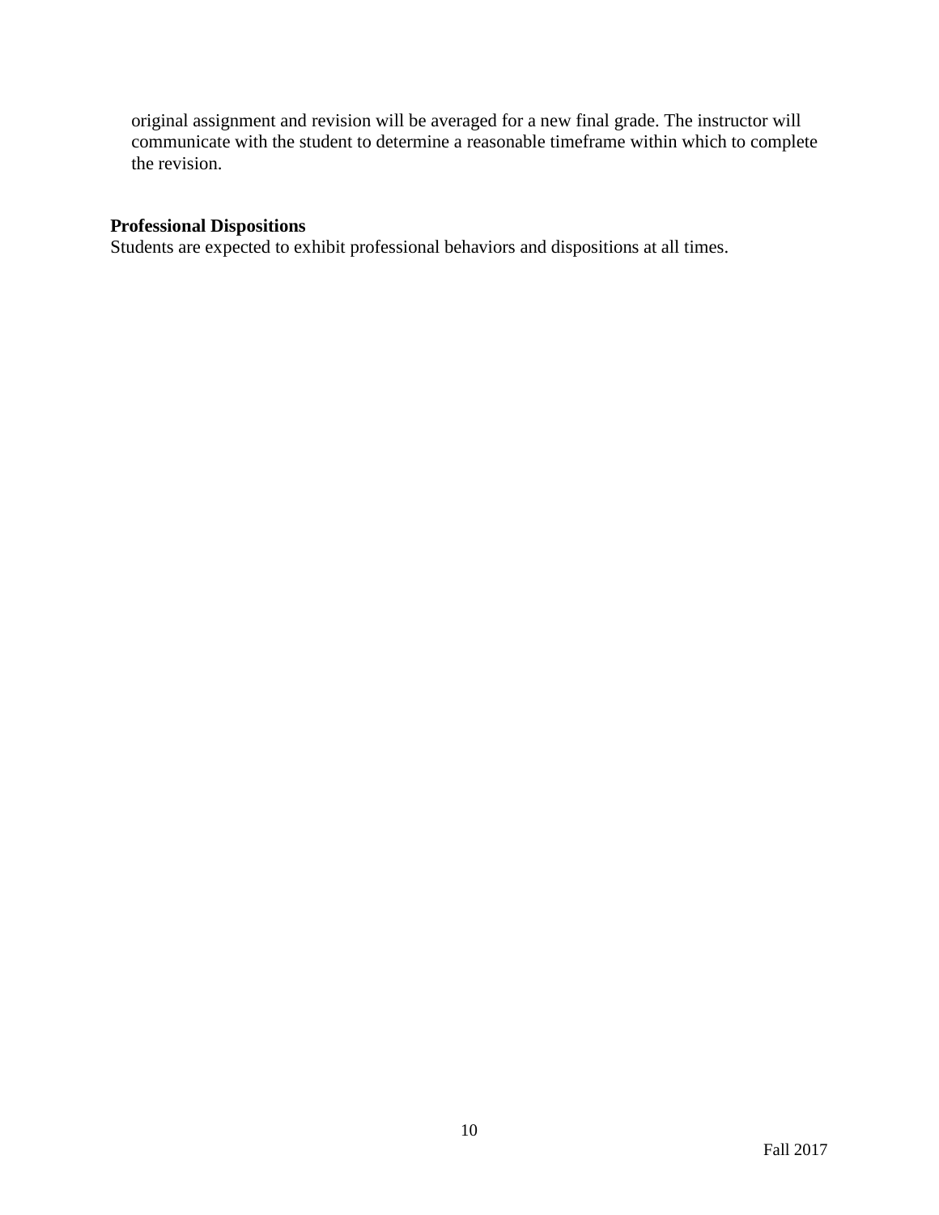original assignment and revision will be averaged for a new final grade. The instructor will communicate with the student to determine a reasonable timeframe within which to complete the revision.

**Professional Dispositions**

Students are expected to exhibit professional behaviors and dispositions at all times.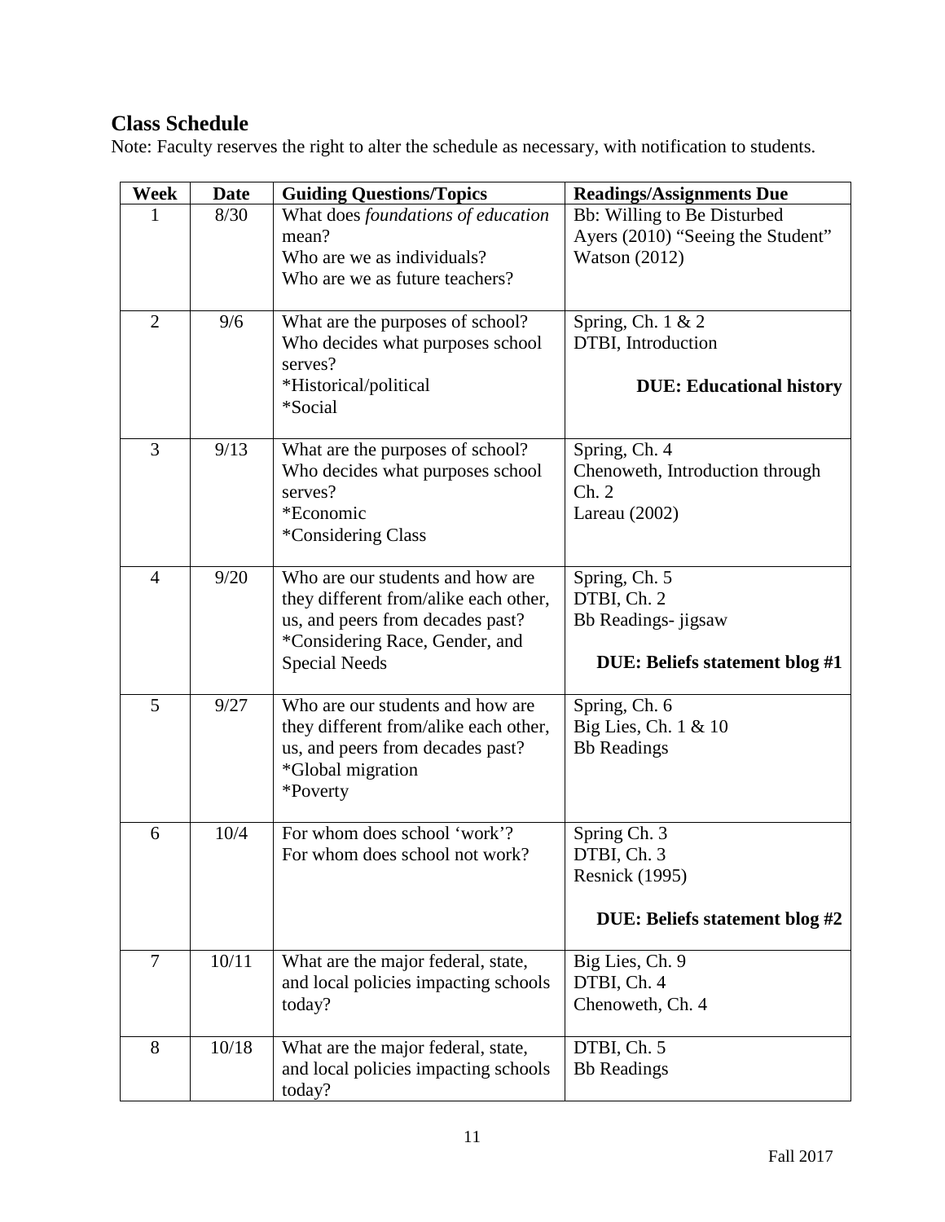## Class Schedule

Note: Faculty reserves the right to alter the schedule as necessary, with notification to students.

| Week | Date | Guiding Questions/Topics | Readings/Assignments Due |
|---|---|---|---|
| 1 | 8/30 | What does *foundations of education* mean?<br>Who are we as individuals?<br>Who are we as future teachers? | Bb: Willing to Be Disturbed<br>Ayers (2010) "Seeing the Student"<br>Watson (2012) |
| 2 | 9/6 | What are the purposes of school?<br>Who decides what purposes school serves?<br>*Historical/political<br>*Social | Spring, Ch. 1 & 2<br>DTBI, Introduction<br><br>**DUE: Educational history** |
| 3 | 9/13 | What are the purposes of school?<br>Who decides what purposes school serves?<br>*Economic<br>*Considering Class | Spring, Ch. 4<br>Chenoweth, Introduction through Ch. 2<br>Lareau (2002) |
| 4 | 9/20 | Who are our students and how are they different from/alike each other, us, and peers from decades past?<br>*Considering Race, Gender, and Special Needs | Spring, Ch. 5<br>DTBI, Ch. 2<br>Bb Readings- jigsaw<br><br>**DUE: Beliefs statement blog #1** |
| 5 | 9/27 | Who are our students and how are they different from/alike each other, us, and peers from decades past?<br>*Global migration<br>*Poverty | Spring, Ch. 6<br>Big Lies, Ch. 1 & 10<br>Bb Readings |
| 6 | 10/4 | For whom does school 'work'?<br>For whom does school not work? | Spring Ch. 3<br>DTBI, Ch. 3<br>Resnick (1995)<br><br>**DUE: Beliefs statement blog #2** |
| 7 | 10/11 | What are the major federal, state, and local policies impacting schools today? | Big Lies, Ch. 9<br>DTBI, Ch. 4<br>Chenoweth, Ch. 4 |
| 8 | 10/18 | What are the major federal, state, and local policies impacting schools today? | DTBI, Ch. 5<br>Bb Readings |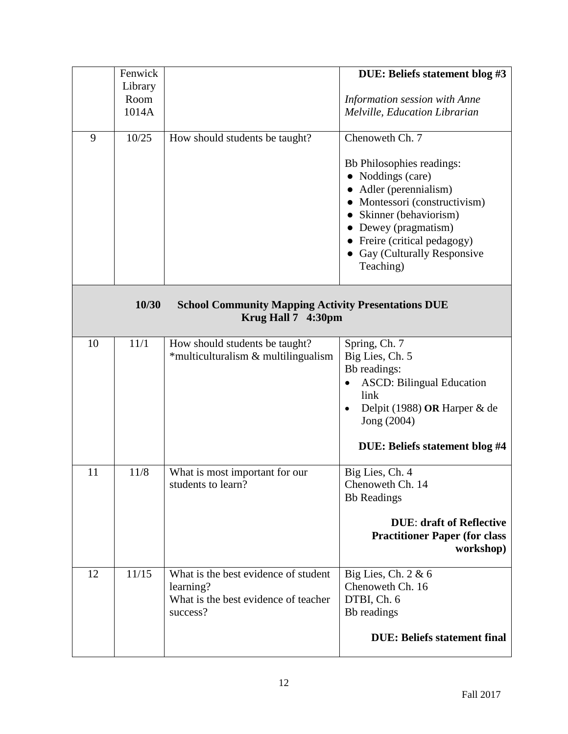| | | | |
|---|---|---|---|
| | Fenwick Library Room 1014A | | **DUE: Beliefs statement blog #3**<br><br>*Information session with Anne Melville, Education Librarian* |
| 9 | 10/25 | How should students be taught? | Chenoweth Ch. 7<br><br>Bb Philosophies readings:<br>● Noddings (care)<br>● Adler (perennialism)<br>● Montessori (constructivism)<br>● Skinner (behaviorism)<br>● Dewey (pragmatism)<br>● Freire (critical pedagogy)<br>● Gay (Culturally Responsive Teaching) |
| | **10/30** | **School Community Mapping Activity Presentations DUE Krug Hall 7 4:30pm** | |
| 10 | 11/1 | How should students be taught?<br>*multiculturalism & multilingualism | Spring, Ch. 7<br>Big Lies, Ch. 5<br>Bb readings:<br>• ASCD: Bilingual Education link<br>• Delpit (1988) **OR** Harper & de Jong (2004)<br><br>**DUE: Beliefs statement blog #4** |
| 11 | 11/8 | What is most important for our students to learn? | Big Lies, Ch. 4<br>Chenoweth Ch. 14<br>Bb Readings<br><br>**DUE**: **draft of Reflective Practitioner Paper (for class workshop)** |
| 12 | 11/15 | What is the best evidence of student learning?<br>What is the best evidence of teacher success? | Big Lies, Ch. 2 & 6<br>Chenoweth Ch. 16<br>DTBI, Ch. 6<br>Bb readings<br><br>**DUE: Beliefs statement final** |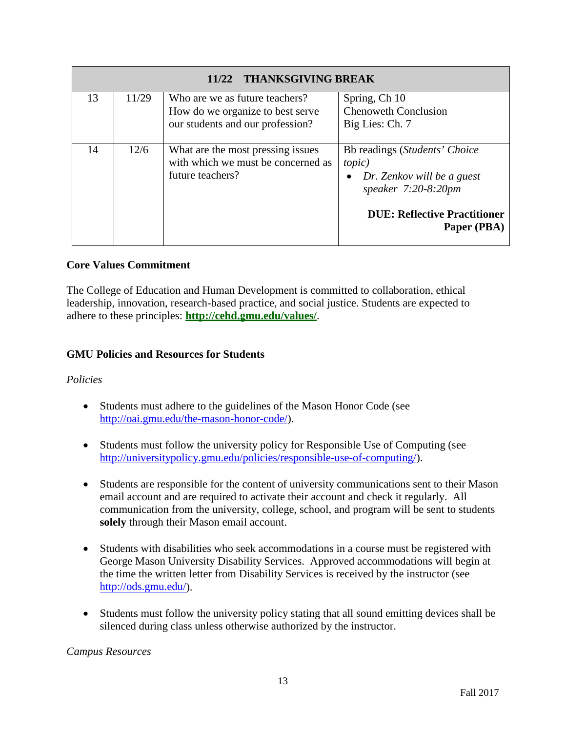| | | | |
|---|---|---|---|
| **11/22 THANKSGIVING BREAK** | | | |
| 13 | 11/29 | Who are we as future teachers? How do we organize to best serve our students and our profession? | Spring, Ch 10<br>Chenoweth Conclusion<br>Big Lies: Ch. 7 |
| 14 | 12/6 | What are the most pressing issues with which we must be concerned as future teachers? | Bb readings (*Students' Choice topic)*<br>• *Dr. Zenkov will be a guest speaker 7:20-8:20pm*<br>**DUE: Reflective Practitioner Paper (PBA)** |

### Core Values Commitment

The College of Education and Human Development is committed to collaboration, ethical leadership, innovation, research-based practice, and social justice. Students are expected to adhere to these principles: **http://cehd.gmu.edu/values/**.

### GMU Policies and Resources for Students

*Policies*

- Students must adhere to the guidelines of the Mason Honor Code (see http://oai.gmu.edu/the-mason-honor-code/).
- Students must follow the university policy for Responsible Use of Computing (see http://universitypolicy.gmu.edu/policies/responsible-use-of-computing/).
- Students are responsible for the content of university communications sent to their Mason email account and are required to activate their account and check it regularly. All communication from the university, college, school, and program will be sent to students **solely** through their Mason email account.
- Students with disabilities who seek accommodations in a course must be registered with George Mason University Disability Services. Approved accommodations will begin at the time the written letter from Disability Services is received by the instructor (see http://ods.gmu.edu/).
- Students must follow the university policy stating that all sound emitting devices shall be silenced during class unless otherwise authorized by the instructor.

*Campus Resources*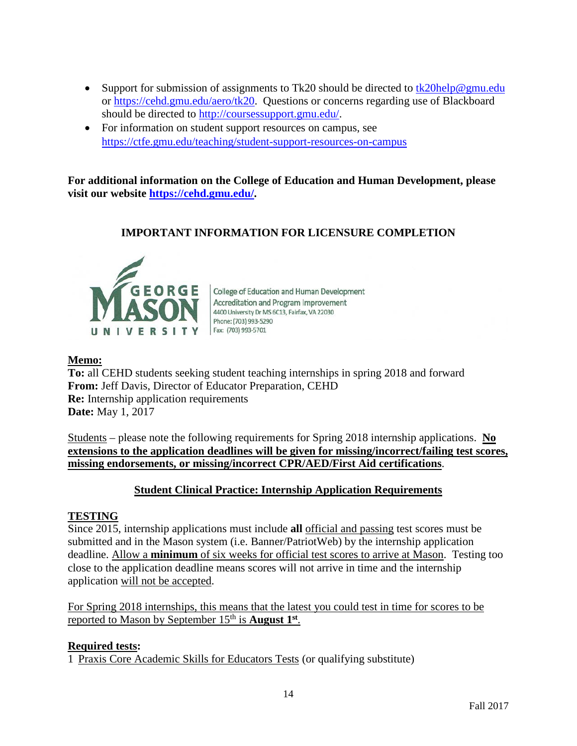- Support for submission of assignments to Tk20 should be directed to tk20help@gmu.edu or https://cehd.gmu.edu/aero/tk20. Questions or concerns regarding use of Blackboard should be directed to http://coursessupport.gmu.edu/.
- For information on student support resources on campus, see https://ctfe.gmu.edu/teaching/student-support-resources-on-campus

**For additional information on the College of Education and Human Development, please visit our website https://cehd.gmu.edu/.**

## IMPORTANT INFORMATION FOR LICENSURE COMPLETION

GEORGE MASON UNIVERSITY

College of Education and Human Development
Accreditation and Program Improvement
4400 University Dr MS 6C13, Fairfax, VA 22030
Phone: (703) 993-5290
Fax: (703) 993-5701

**Memo:**
**To:** all CEHD students seeking student teaching internships in spring 2018 and forward
**From:** Jeff Davis, Director of Educator Preparation, CEHD
**Re:** Internship application requirements
**Date:** May 1, 2017

Students – please note the following requirements for Spring 2018 internship applications. **No extensions to the application deadlines will be given for missing/incorrect/failing test scores, missing endorsements, or missing/incorrect CPR/AED/First Aid certifications**.

### Student Clinical Practice: Internship Application Requirements

**TESTING**

Since 2015, internship applications must include **all** official and passing test scores must be submitted and in the Mason system (i.e. Banner/PatriotWeb) by the internship application deadline. Allow a **minimum** of six weeks for official test scores to arrive at Mason. Testing too close to the application deadline means scores will not arrive in time and the internship application will not be accepted.

For Spring 2018 internships, this means that the latest you could test in time for scores to be reported to Mason by September 15th is **August 1st**.

**Required tests:**

1 Praxis Core Academic Skills for Educators Tests (or qualifying substitute)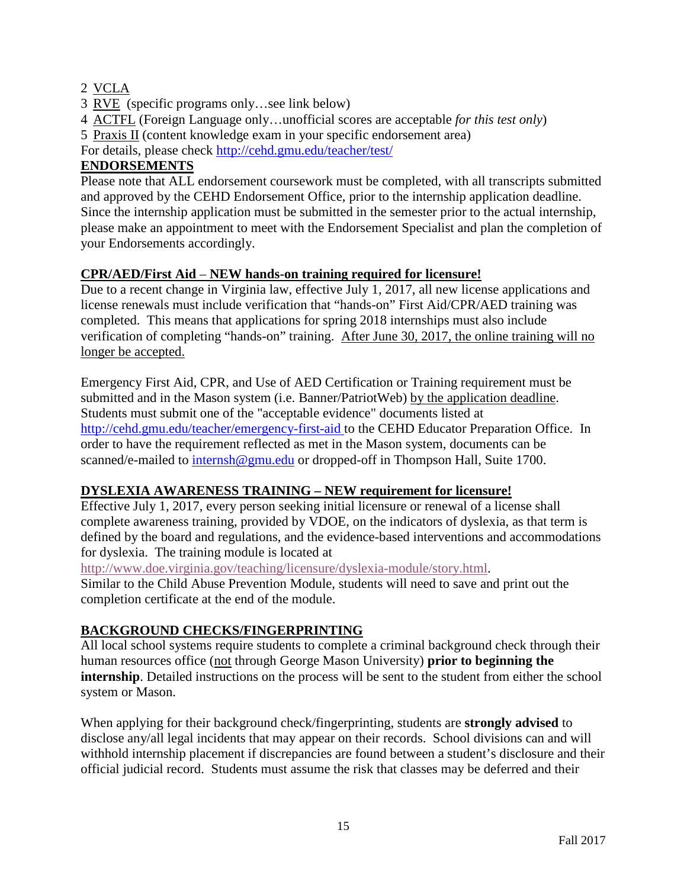2 VCLA
3 RVE (specific programs only…see link below)
4 ACTFL (Foreign Language only…unofficial scores are acceptable *for this test only*)
5 Praxis II (content knowledge exam in your specific endorsement area)
For details, please check http://cehd.gmu.edu/teacher/test/

## ENDORSEMENTS

Please note that ALL endorsement coursework must be completed, with all transcripts submitted and approved by the CEHD Endorsement Office, prior to the internship application deadline. Since the internship application must be submitted in the semester prior to the actual internship, please make an appointment to meet with the Endorsement Specialist and plan the completion of your Endorsements accordingly.

## CPR/AED/First Aid – NEW hands-on training required for licensure!

Due to a recent change in Virginia law, effective July 1, 2017, all new license applications and license renewals must include verification that "hands-on" First Aid/CPR/AED training was completed. This means that applications for spring 2018 internships must also include verification of completing "hands-on" training. After June 30, 2017, the online training will no longer be accepted.

Emergency First Aid, CPR, and Use of AED Certification or Training requirement must be submitted and in the Mason system (i.e. Banner/PatriotWeb) by the application deadline. Students must submit one of the "acceptable evidence" documents listed at http://cehd.gmu.edu/teacher/emergency-first-aid to the CEHD Educator Preparation Office. In order to have the requirement reflected as met in the Mason system, documents can be scanned/e-mailed to internsh@gmu.edu or dropped-off in Thompson Hall, Suite 1700.

## DYSLEXIA AWARENESS TRAINING – NEW requirement for licensure!

Effective July 1, 2017, every person seeking initial licensure or renewal of a license shall complete awareness training, provided by VDOE, on the indicators of dyslexia, as that term is defined by the board and regulations, and the evidence-based interventions and accommodations for dyslexia. The training module is located at http://www.doe.virginia.gov/teaching/licensure/dyslexia-module/story.html.
Similar to the Child Abuse Prevention Module, students will need to save and print out the completion certificate at the end of the module.

## BACKGROUND CHECKS/FINGERPRINTING

All local school systems require students to complete a criminal background check through their human resources office (not through George Mason University) **prior to beginning the internship**. Detailed instructions on the process will be sent to the student from either the school system or Mason.

When applying for their background check/fingerprinting, students are **strongly advised** to disclose any/all legal incidents that may appear on their records. School divisions can and will withhold internship placement if discrepancies are found between a student's disclosure and their official judicial record. Students must assume the risk that classes may be deferred and their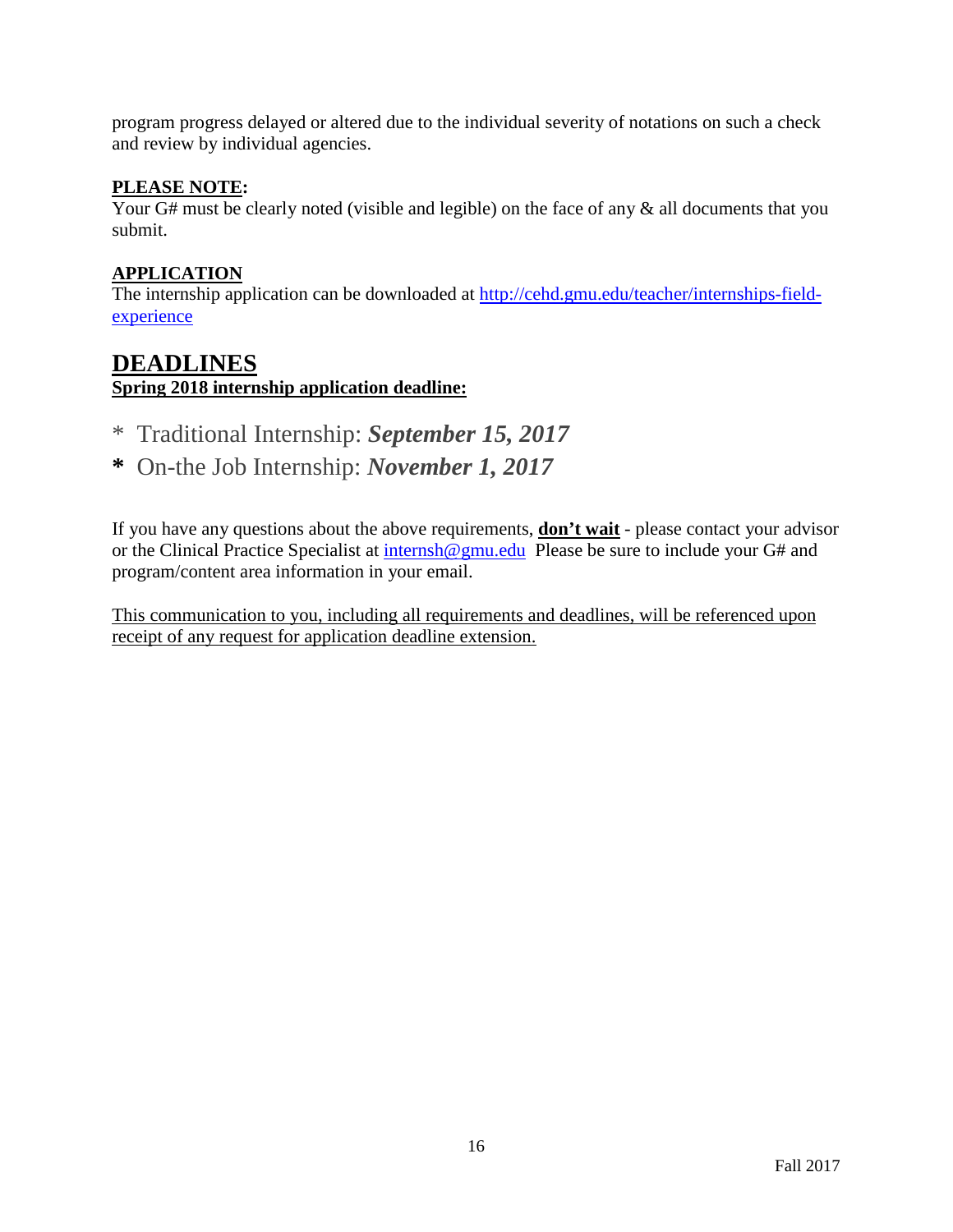program progress delayed or altered due to the individual severity of notations on such a check and review by individual agencies.

**PLEASE NOTE:**
Your G# must be clearly noted (visible and legible) on the face of any & all documents that you submit.

**APPLICATION**
The internship application can be downloaded at [http://cehd.gmu.edu/teacher/internships-field-experience](http://cehd.gmu.edu/teacher/internships-field-experience)

# DEADLINES

**Spring 2018 internship application deadline:**

* Traditional Internship: ***September 15, 2017***
* On-the Job Internship: ***November 1, 2017***

If you have any questions about the above requirements, **don't wait** - please contact your advisor or the Clinical Practice Specialist at [internsh@gmu.edu](mailto:internsh@gmu.edu) Please be sure to include your G# and program/content area information in your email.

This communication to you, including all requirements and deadlines, will be referenced upon receipt of any request for application deadline extension.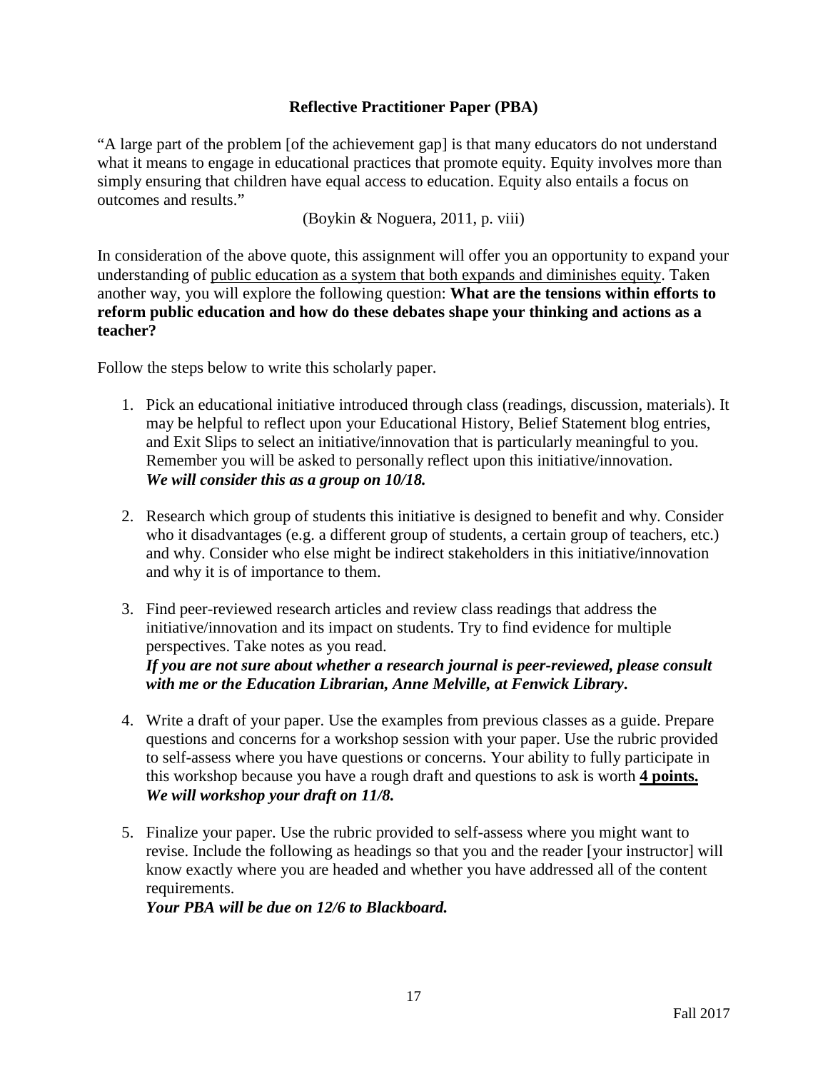**Reflective Practitioner Paper (PBA)**

"A large part of the problem [of the achievement gap] is that many educators do not understand what it means to engage in educational practices that promote equity. Equity involves more than simply ensuring that children have equal access to education. Equity also entails a focus on outcomes and results."

(Boykin & Noguera, 2011, p. viii)

In consideration of the above quote, this assignment will offer you an opportunity to expand your understanding of <u>public education as a system that both expands and diminishes equity</u>. Taken another way, you will explore the following question: **What are the tensions within efforts to reform public education and how do these debates shape your thinking and actions as a teacher?**

Follow the steps below to write this scholarly paper.

1. Pick an educational initiative introduced through class (readings, discussion, materials). It may be helpful to reflect upon your Educational History, Belief Statement blog entries, and Exit Slips to select an initiative/innovation that is particularly meaningful to you. Remember you will be asked to personally reflect upon this initiative/innovation.
   ***We will consider this as a group on 10/18.***

2. Research which group of students this initiative is designed to benefit and why. Consider who it disadvantages (e.g. a different group of students, a certain group of teachers, etc.) and why. Consider who else might be indirect stakeholders in this initiative/innovation and why it is of importance to them.

3. Find peer-reviewed research articles and review class readings that address the initiative/innovation and its impact on students. Try to find evidence for multiple perspectives. Take notes as you read.
   ***If you are not sure about whether a research journal is peer-reviewed, please consult with me or the Education Librarian, Anne Melville, at Fenwick Library.***

4. Write a draft of your paper. Use the examples from previous classes as a guide. Prepare questions and concerns for a workshop session with your paper. Use the rubric provided to self-assess where you have questions or concerns. Your ability to fully participate in this workshop because you have a rough draft and questions to ask is worth **<u>4 points.</u>**
   ***We will workshop your draft on 11/8.***

5. Finalize your paper. Use the rubric provided to self-assess where you might want to revise. Include the following as headings so that you and the reader [your instructor] will know exactly where you are headed and whether you have addressed all of the content requirements.
   ***Your PBA will be due on 12/6 to Blackboard.***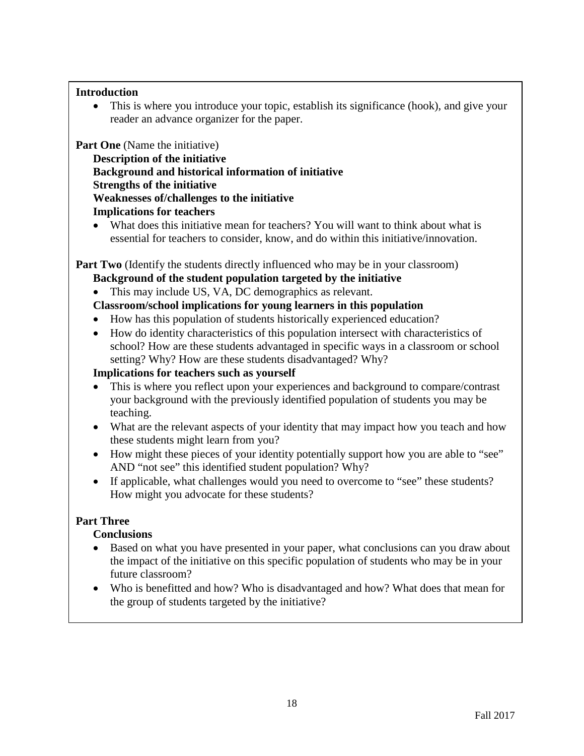**Introduction**

- This is where you introduce your topic, establish its significance (hook), and give your reader an advance organizer for the paper.

**Part One** (Name the initiative)

**Description of the initiative**

**Background and historical information of initiative**

**Strengths of the initiative**

**Weaknesses of/challenges to the initiative**

**Implications for teachers**

- What does this initiative mean for teachers? You will want to think about what is essential for teachers to consider, know, and do within this initiative/innovation.

**Part Two** (Identify the students directly influenced who may be in your classroom)

**Background of the student population targeted by the initiative**

- This may include US, VA, DC demographics as relevant.

**Classroom/school implications for young learners in this population**

- How has this population of students historically experienced education?
- How do identity characteristics of this population intersect with characteristics of school? How are these students advantaged in specific ways in a classroom or school setting? Why? How are these students disadvantaged? Why?

**Implications for teachers such as yourself**

- This is where you reflect upon your experiences and background to compare/contrast your background with the previously identified population of students you may be teaching.
- What are the relevant aspects of your identity that may impact how you teach and how these students might learn from you?
- How might these pieces of your identity potentially support how you are able to "see" AND "not see" this identified student population? Why?
- If applicable, what challenges would you need to overcome to "see" these students? How might you advocate for these students?

**Part Three**

**Conclusions**

- Based on what you have presented in your paper, what conclusions can you draw about the impact of the initiative on this specific population of students who may be in your future classroom?
- Who is benefitted and how? Who is disadvantaged and how? What does that mean for the group of students targeted by the initiative?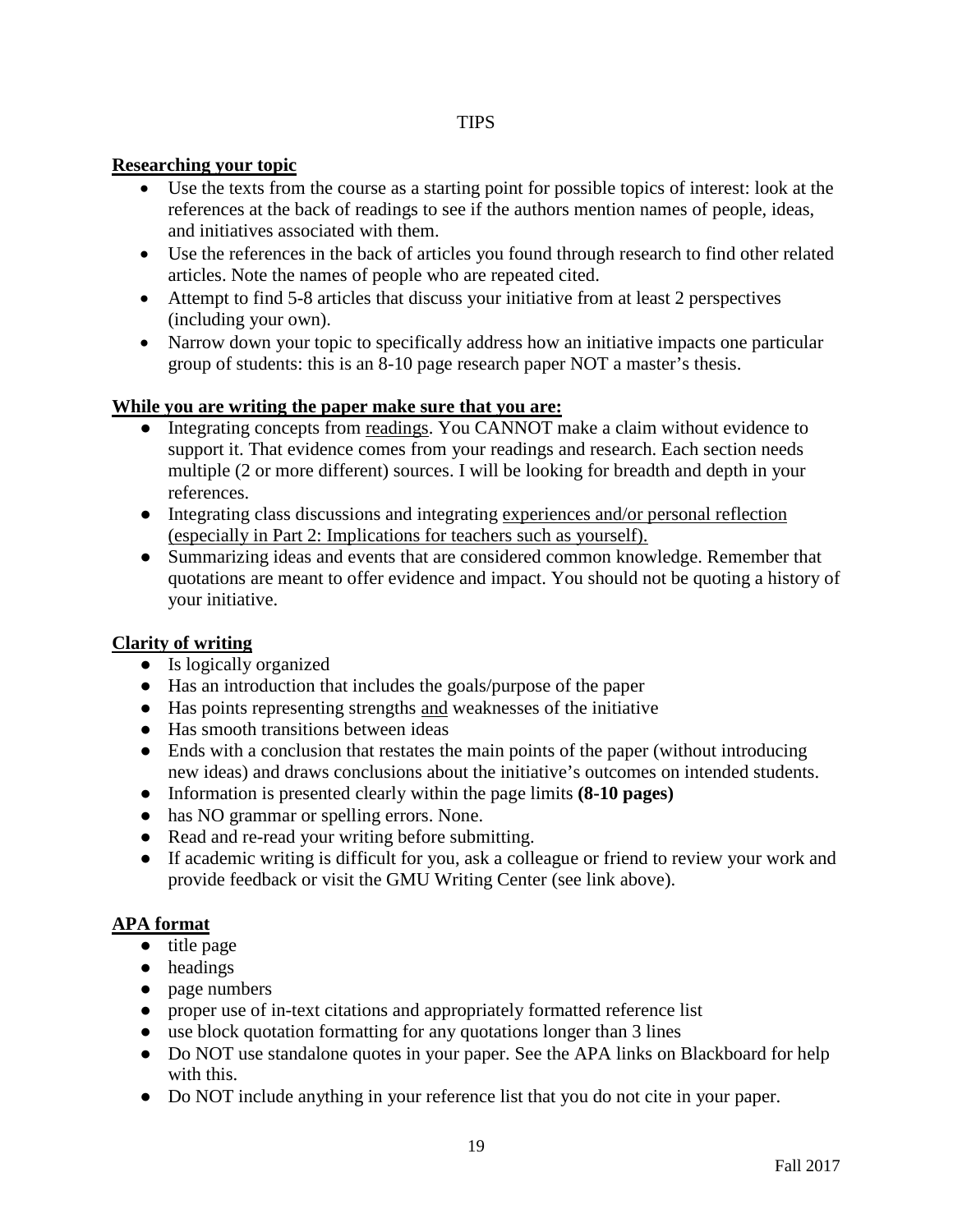# TIPS

**Researching your topic**

- Use the texts from the course as a starting point for possible topics of interest: look at the references at the back of readings to see if the authors mention names of people, ideas, and initiatives associated with them.
- Use the references in the back of articles you found through research to find other related articles. Note the names of people who are repeated cited.
- Attempt to find 5-8 articles that discuss your initiative from at least 2 perspectives (including your own).
- Narrow down your topic to specifically address how an initiative impacts one particular group of students: this is an 8-10 page research paper NOT a master's thesis.

**While you are writing the paper make sure that you are:**

- Integrating concepts from readings. You CANNOT make a claim without evidence to support it. That evidence comes from your readings and research. Each section needs multiple (2 or more different) sources. I will be looking for breadth and depth in your references.
- Integrating class discussions and integrating experiences and/or personal reflection (especially in Part 2: Implications for teachers such as yourself).
- Summarizing ideas and events that are considered common knowledge. Remember that quotations are meant to offer evidence and impact. You should not be quoting a history of your initiative.

**Clarity of writing**

- Is logically organized
- Has an introduction that includes the goals/purpose of the paper
- Has points representing strengths and weaknesses of the initiative
- Has smooth transitions between ideas
- Ends with a conclusion that restates the main points of the paper (without introducing new ideas) and draws conclusions about the initiative's outcomes on intended students.
- Information is presented clearly within the page limits **(8-10 pages)**
- has NO grammar or spelling errors. None.
- Read and re-read your writing before submitting.
- If academic writing is difficult for you, ask a colleague or friend to review your work and provide feedback or visit the GMU Writing Center (see link above).

**APA format**

- title page
- headings
- page numbers
- proper use of in-text citations and appropriately formatted reference list
- use block quotation formatting for any quotations longer than 3 lines
- Do NOT use standalone quotes in your paper. See the APA links on Blackboard for help with this.
- Do NOT include anything in your reference list that you do not cite in your paper.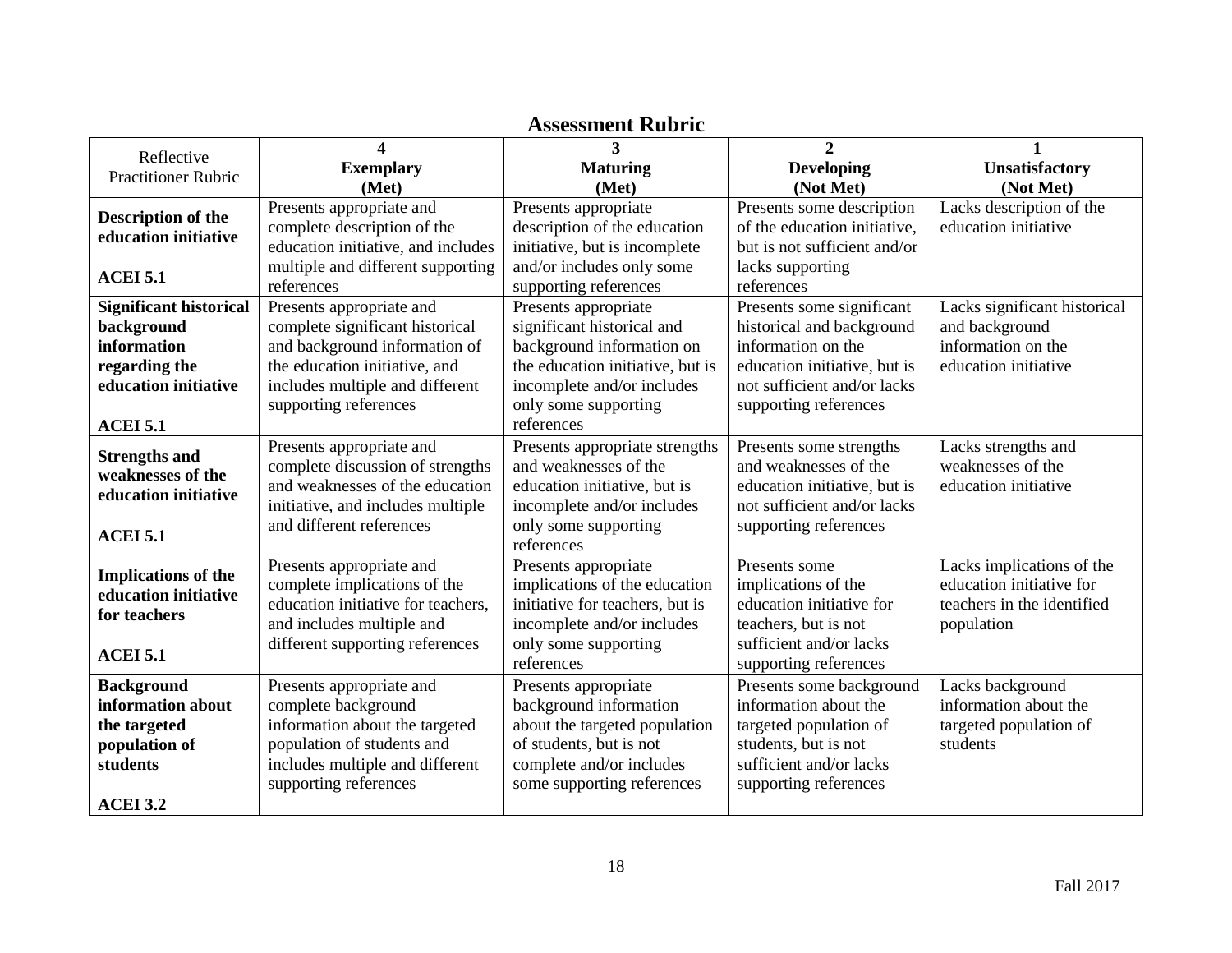## Assessment Rubric

| Reflective Practitioner Rubric | **4 Exemplary (Met)** | **3 Maturing (Met)** | **2 Developing (Not Met)** | **1 Unsatisfactory (Not Met)** |
|---|---|---|---|---|
| **Description of the education initiative** **ACEI 5.1** | Presents appropriate and complete description of the education initiative, and includes multiple and different supporting references | Presents appropriate description of the education initiative, but is incomplete and/or includes only some supporting references | Presents some description of the education initiative, but is not sufficient and/or lacks supporting references | Lacks description of the education initiative |
| **Significant historical background information regarding the education initiative** **ACEI 5.1** | Presents appropriate and complete significant historical and background information of the education initiative, and includes multiple and different supporting references | Presents appropriate significant historical and background information on the education initiative, but is incomplete and/or includes only some supporting references | Presents some significant historical and background information on the education initiative, but is not sufficient and/or lacks supporting references | Lacks significant historical and background information on the education initiative |
| **Strengths and weaknesses of the education initiative** **ACEI 5.1** | Presents appropriate and complete discussion of strengths and weaknesses of the education initiative, and includes multiple and different references | Presents appropriate strengths and weaknesses of the education initiative, but is incomplete and/or includes only some supporting references | Presents some strengths and weaknesses of the education initiative, but is not sufficient and/or lacks supporting references | Lacks strengths and weaknesses of the education initiative |
| **Implications of the education initiative for teachers** **ACEI 5.1** | Presents appropriate and complete implications of the education initiative for teachers, and includes multiple and different supporting references | Presents appropriate implications of the education initiative for teachers, but is incomplete and/or includes only some supporting references | Presents some implications of the education initiative for teachers, but is not sufficient and/or lacks supporting references | Lacks implications of the education initiative for teachers in the identified population |
| **Background information about the targeted population of students** **ACEI 3.2** | Presents appropriate and complete background information about the targeted population of students and includes multiple and different supporting references | Presents appropriate background information about the targeted population of students, but is not complete and/or includes some supporting references | Presents some background information about the targeted population of students, but is not sufficient and/or lacks supporting references | Lacks background information about the targeted population of students |

Fall 2017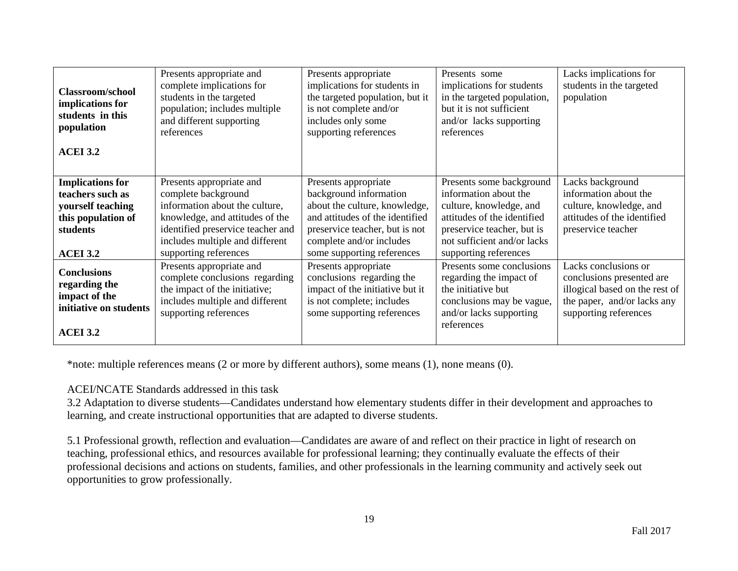| | | | | |
|---|---|---|---|---|
| **Classroom/school implications for students in this population**<br><br>**ACEI 3.2** | Presents appropriate and complete implications for students in the targeted population; includes multiple and different supporting references | Presents appropriate implications for students in the targeted population, but it is not complete and/or includes only some supporting references | Presents some implications for students in the targeted population, but it is not sufficient and/or lacks supporting references | Lacks implications for students in the targeted population |
| **Implications for teachers such as yourself teaching this population of students**<br><br>**ACEI 3.2** | Presents appropriate and complete background information about the culture, knowledge, and attitudes of the identified preservice teacher and includes multiple and different supporting references | Presents appropriate background information about the culture, knowledge, and attitudes of the identified preservice teacher, but is not complete and/or includes some supporting references | Presents some background information about the culture, knowledge, and attitudes of the identified preservice teacher, but is not sufficient and/or lacks supporting references | Lacks background information about the culture, knowledge, and attitudes of the identified preservice teacher |
| **Conclusions regarding the impact of the initiative on students**<br><br>**ACEI 3.2** | Presents appropriate and complete conclusions regarding the impact of the initiative; includes multiple and different supporting references | Presents appropriate conclusions regarding the impact of the initiative but it is not complete; includes some supporting references | Presents some conclusions regarding the impact of the initiative but conclusions may be vague, and/or lacks supporting references | Lacks conclusions or conclusions presented are illogical based on the rest of the paper, and/or lacks any supporting references |

*note: multiple references means (2 or more by different authors), some means (1), none means (0).

ACEI/NCATE Standards addressed in this task

3.2 Adaptation to diverse students—Candidates understand how elementary students differ in their development and approaches to learning, and create instructional opportunities that are adapted to diverse students.

5.1 Professional growth, reflection and evaluation—Candidates are aware of and reflect on their practice in light of research on teaching, professional ethics, and resources available for professional learning; they continually evaluate the effects of their professional decisions and actions on students, families, and other professionals in the learning community and actively seek out opportunities to grow professionally.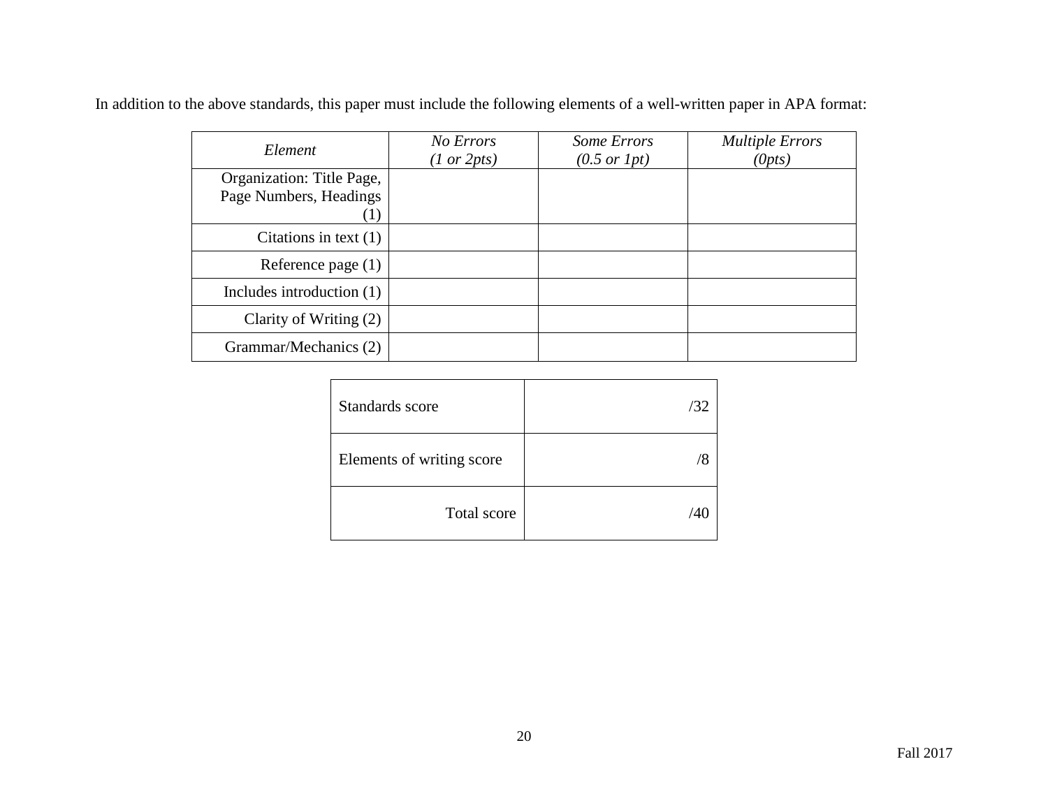In addition to the above standards, this paper must include the following elements of a well-written paper in APA format:

| *Element* | *No Errors (1 or 2pts)* | *Some Errors (0.5 or 1pt)* | *Multiple Errors (0pts)* |
|---|---|---|---|
| Organization: Title Page, Page Numbers, Headings (1) | | | |
| Citations in text (1) | | | |
| Reference page (1) | | | |
| Includes introduction (1) | | | |
| Clarity of Writing (2) | | | |
| Grammar/Mechanics (2) | | | |

| | |
|---|---|
| Standards score | /32 |
| Elements of writing score | /8 |
| Total score | /40 |

Fall 2017